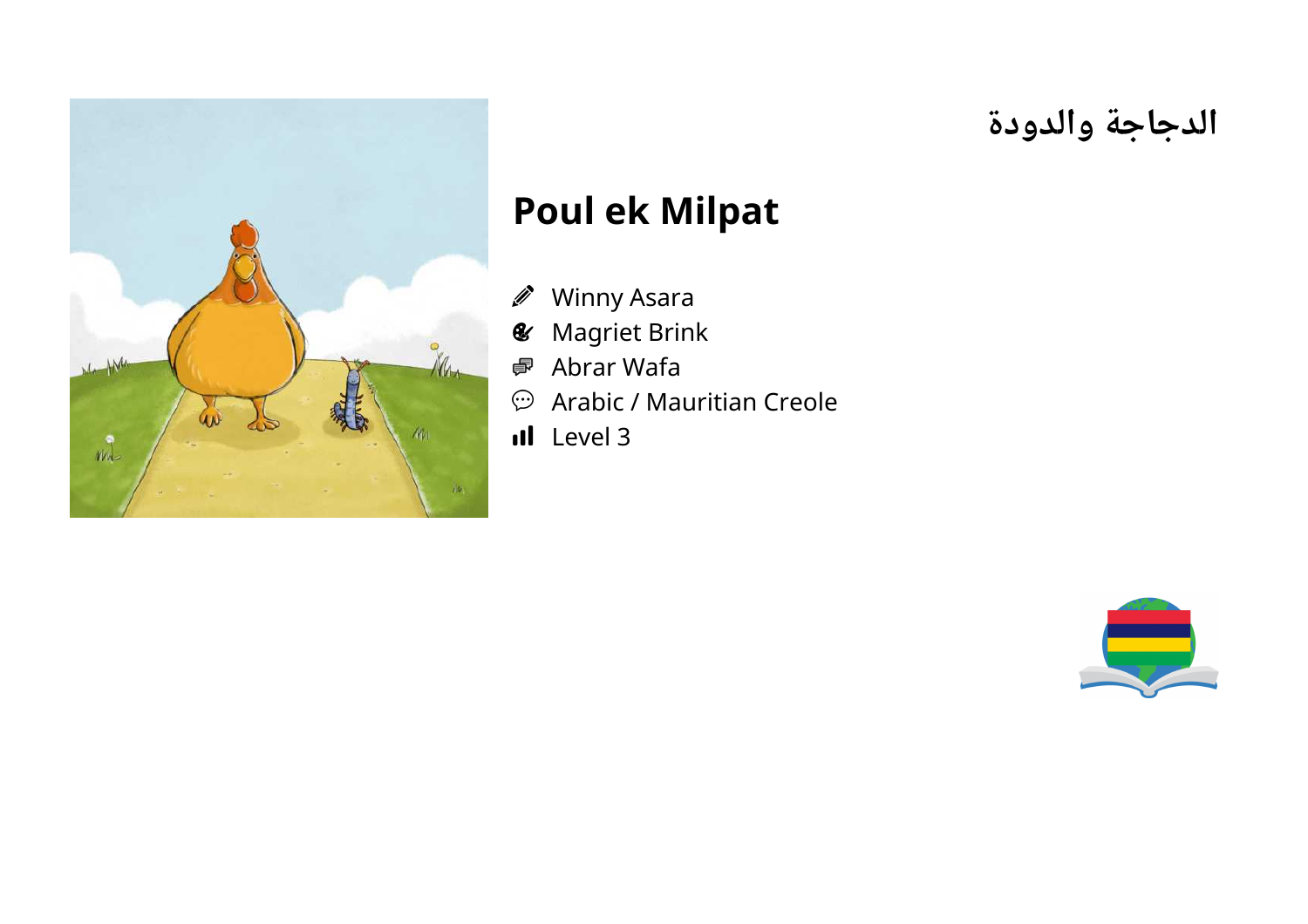# الدجاجة والدودة

# Poul ek Milpat

- Winny Asara
- Magriet Brink
- Abrar Wafa
- Arabic / Mauritian Creole
- Level 3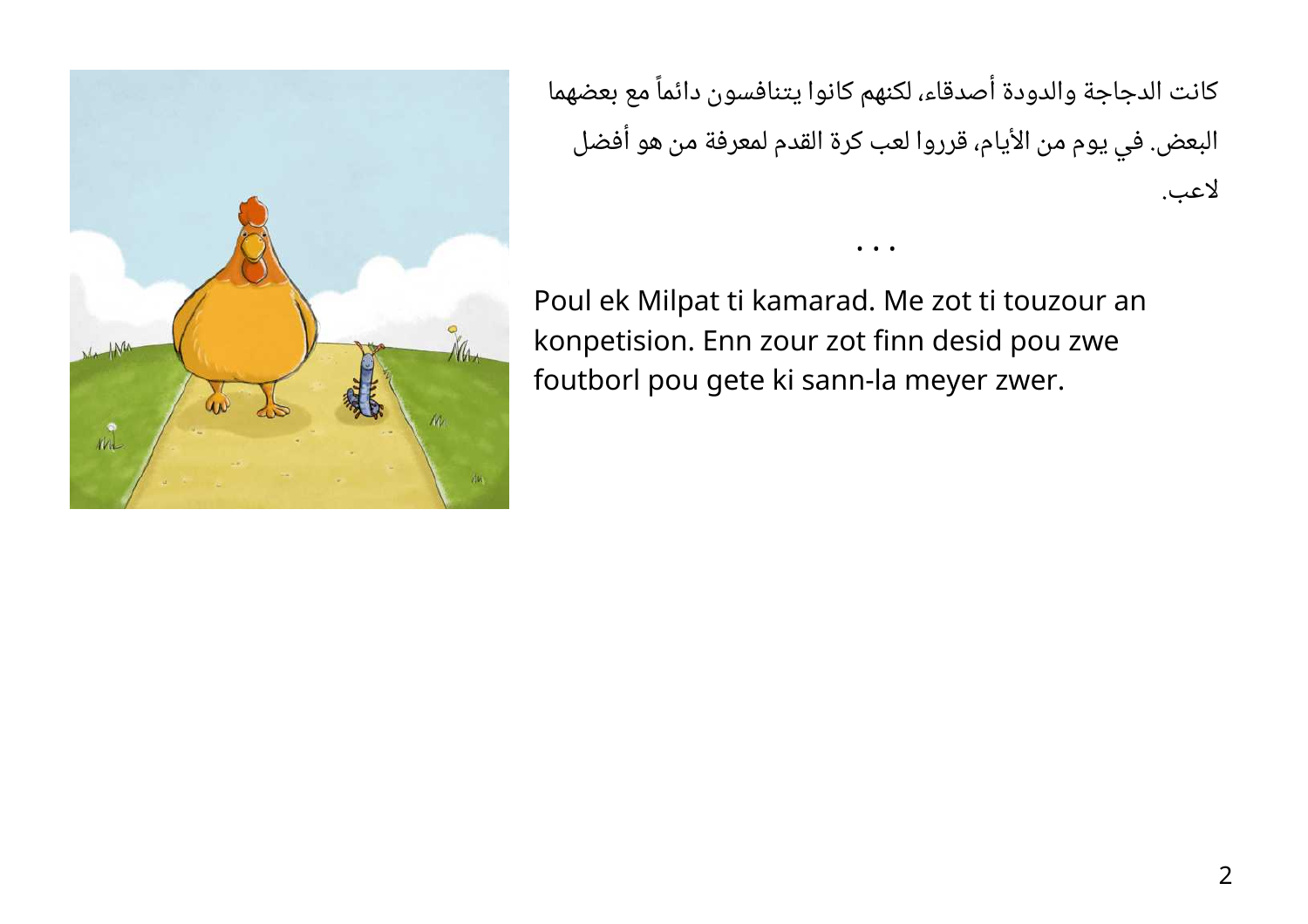كانت الدجاجة والدودة أصدقاء، لكنهم كانوا يتنافسون دائماً مع بعضهما البعض. في يوم من الأيام، قرروا لعب كرة القدم لمعرفة من هو أفضل لاعب.

...

Poul ek Milpat ti kamarad. Me zot ti touzour an konpetision. Enn zour zot finn desid pou zwe foutborl pou gete ki sann-la meyer zwer.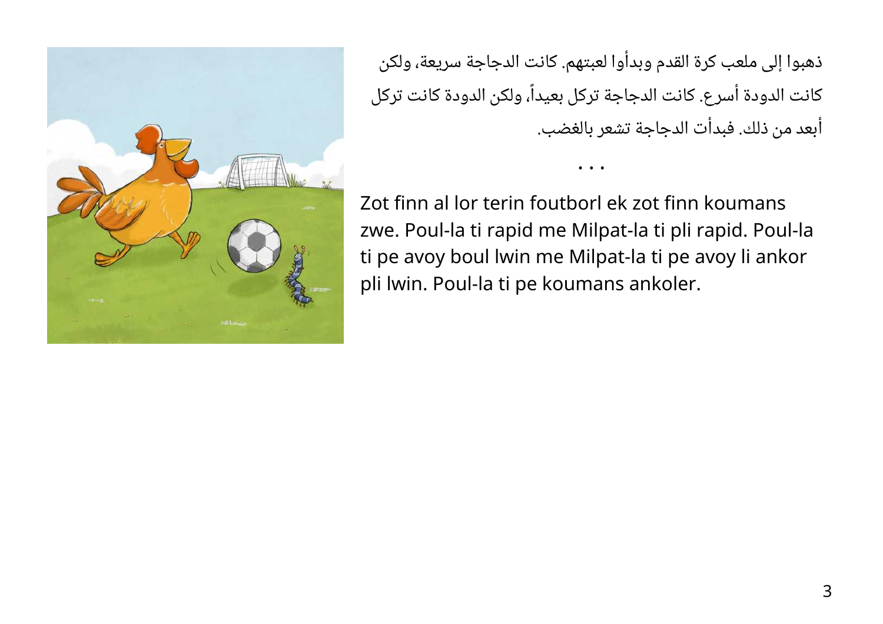ذهبوا إلى ملعب كرة القدم وبدأوا لعبتهم. كانت الدجاجة سريعة، ولكن كانت الدودة أسرع. كانت الدجاجة تركل بعيداً، ولكن الدودة كانت تركل أبعد من ذلك. فبدأت الدجاجة تشعر بالغضب.

...

Zot finn al lor terin foutborl ek zot finn koumans zwe. Poul-la ti rapid me Milpat-la ti pli rapid. Poul-la ti pe avoy boul lwin me Milpat-la ti pe avoy li ankor pli lwin. Poul-la ti pe koumans ankoler.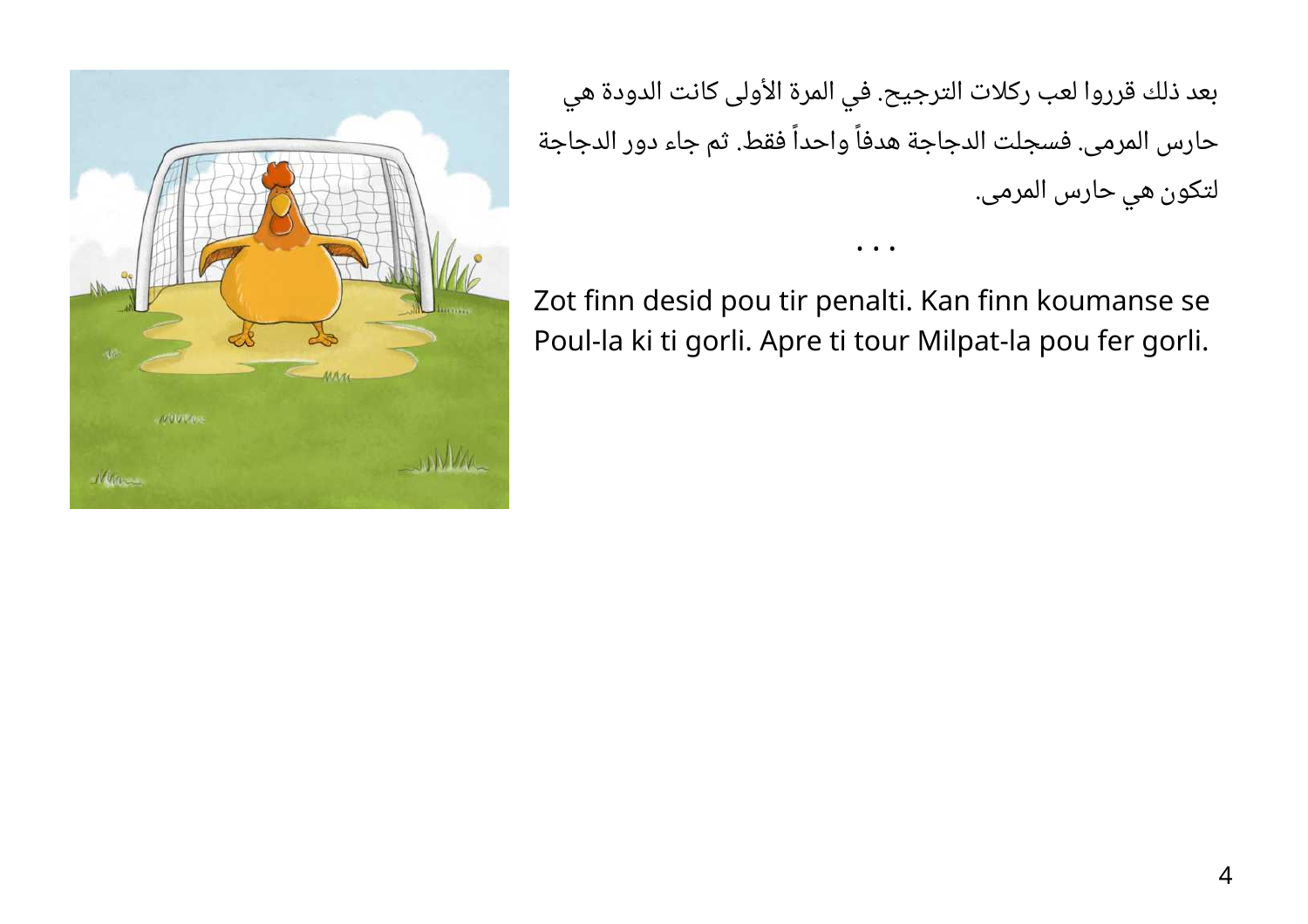بعد ذلك قرروا لعب ركلات الترجيح. في المرة الأولى كانت الدودة هي حارس المرمى. فسجلت الدجاجة هدفاً واحداً فقط. ثم جاء دور الدجاجة لتكون هي حارس المرمى.

. . .

Zot finn desid pou tir penalti. Kan finn koumanse se Poul-la ki ti gorli. Apre ti tour Milpat-la pou fer gorli.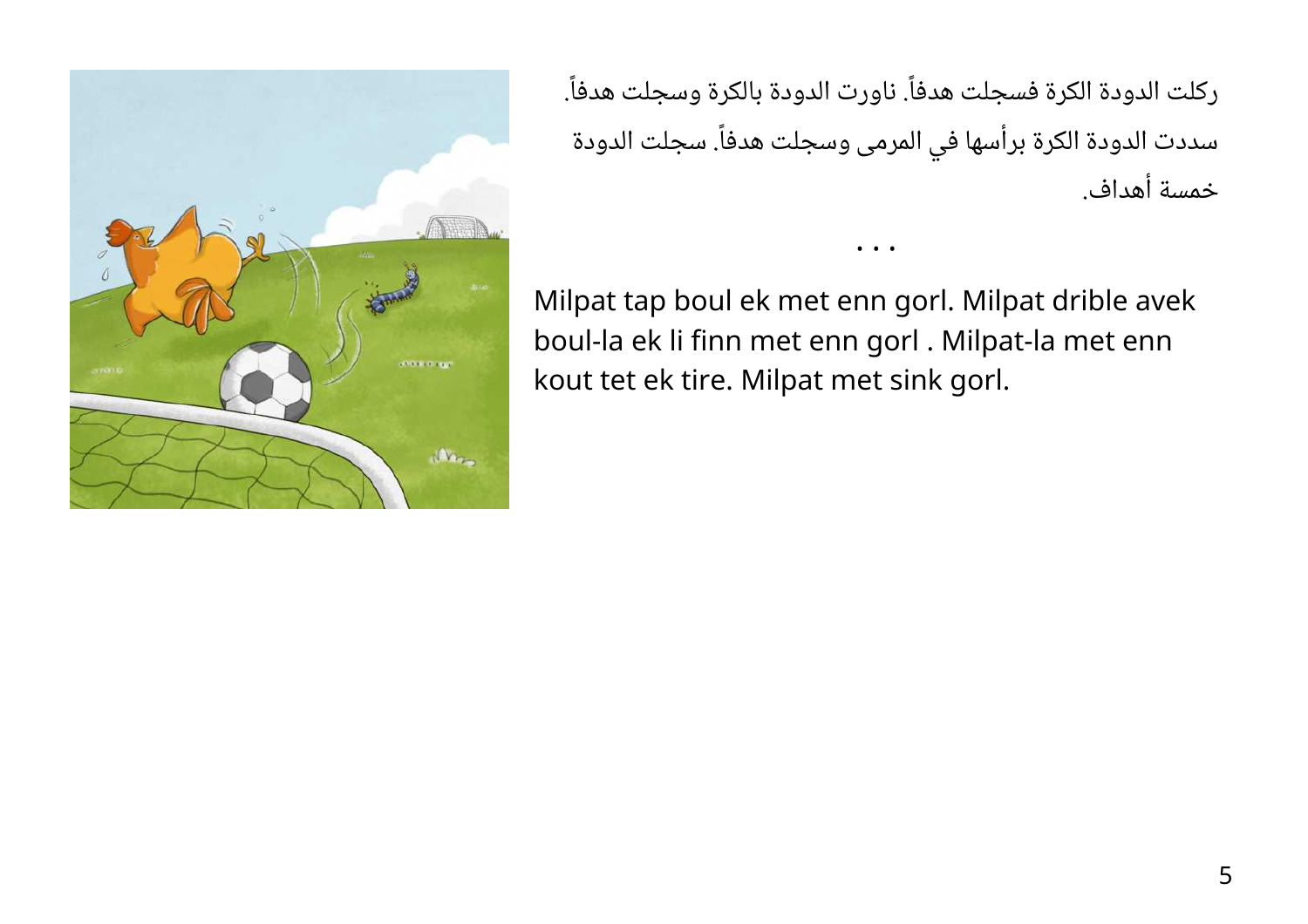ركلت الدودة الكرة فسجلت هدفاً. ناورت الدودة بالكرة وسجلت هدفاً. سددت الدودة الكرة برأسها في المرمى وسجلت هدفاً. سجلت الدودة خمسة أهداف.

• • •

Milpat tap boul ek met enn gorl. Milpat drible avek boul-la ek li finn met enn gorl . Milpat-la met enn kout tet ek tire. Milpat met sink gorl.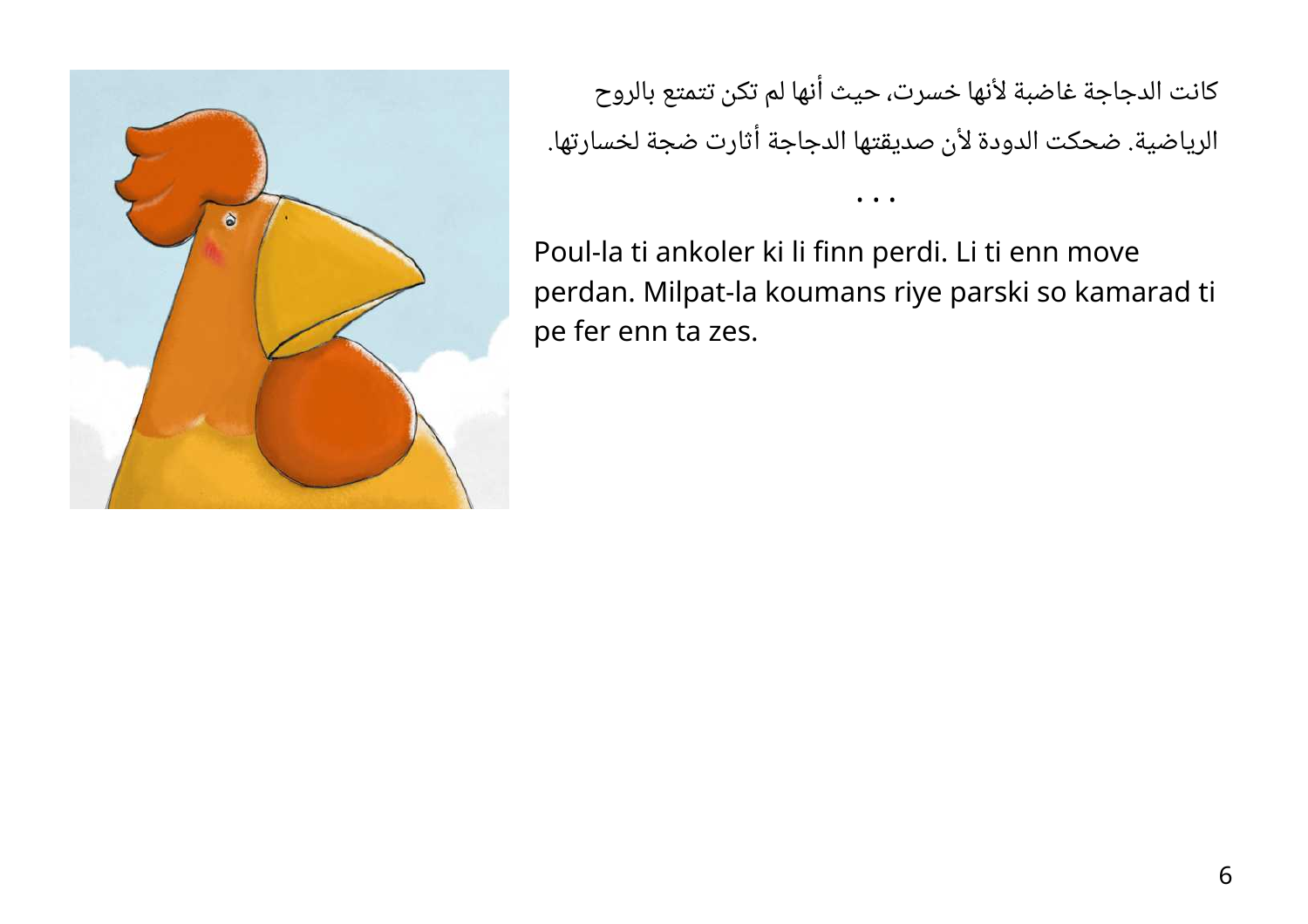كانت الدجاجة غاضبة لأنها خسرت، حيث أنها لم تكن تتمتع بالروح الرياضية. ضحكت الدودة لأن صديقتها الدجاجة أثارت ضجة لخسارتها.

...

Poul-la ti ankoler ki li finn perdi. Li ti enn move perdan. Milpat-la koumans riye parski so kamarad ti pe fer enn ta zes.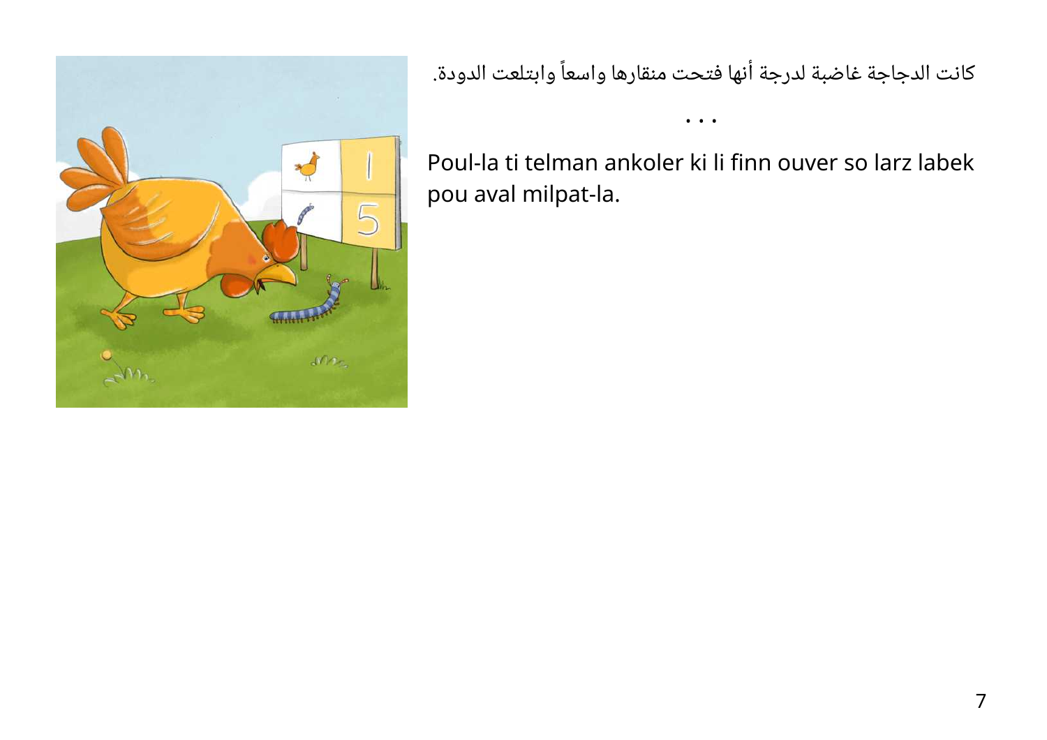كانت الدجاجة غاضبة لدرجة أنها فتحت منقارها واسعاً وابتلعت الدودة.

. . .

Poul-la ti telman ankoler ki li finn ouver so larz labek pou aval milpat-la.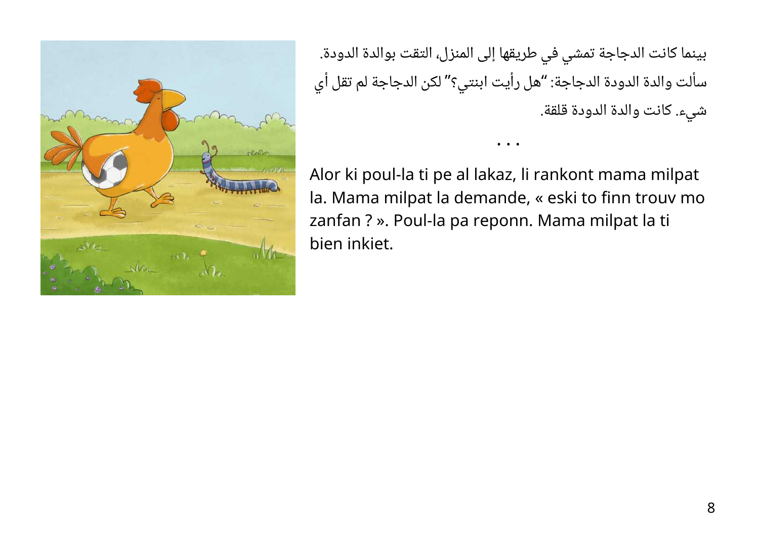بينما كانت الدجاجة تمشي في طريقها إلى المنزل، التقت بوالدة الدودة. سألت والدة الدودة الدجاجة: "هل رأيت ابنتي؟" لكن الدجاجة لم تقل أي شيء. كانت والدة الدودة قلقة.

...

Alor ki poul-la ti pe al lakaz, li rankont mama milpat la. Mama milpat la demande, « eski to finn trouv mo zanfan ? ». Poul-la pa reponn. Mama milpat la ti bien inkiet.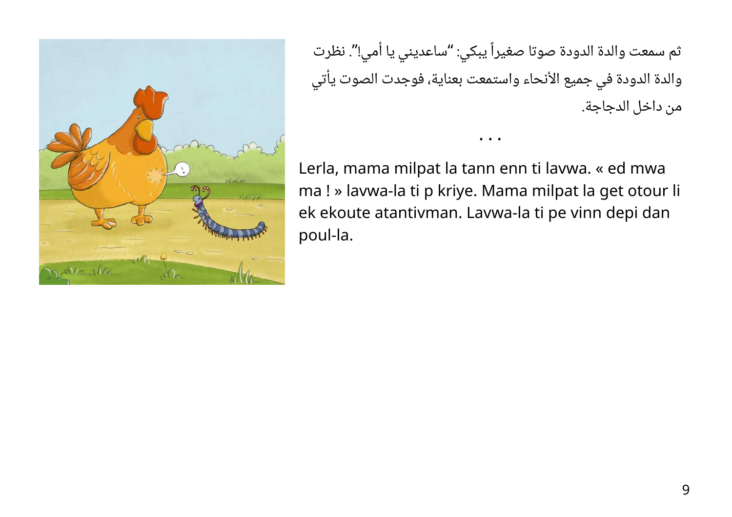ثم سمعت والدة الدودة صوتا صغيراً يبكي: "ساعديني يا أمي!". نظرت والدة الدودة في جميع الأنحاء واستمعت بعناية، فوجدت الصوت يأتي من داخل الدجاجة.

...

Lerla, mama milpat la tann enn ti lavwa. « ed mwa ma ! » lavwa-la ti p kriye. Mama milpat la get otour li ek ekoute atantivman. Lavwa-la ti pe vinn depi dan poul-la.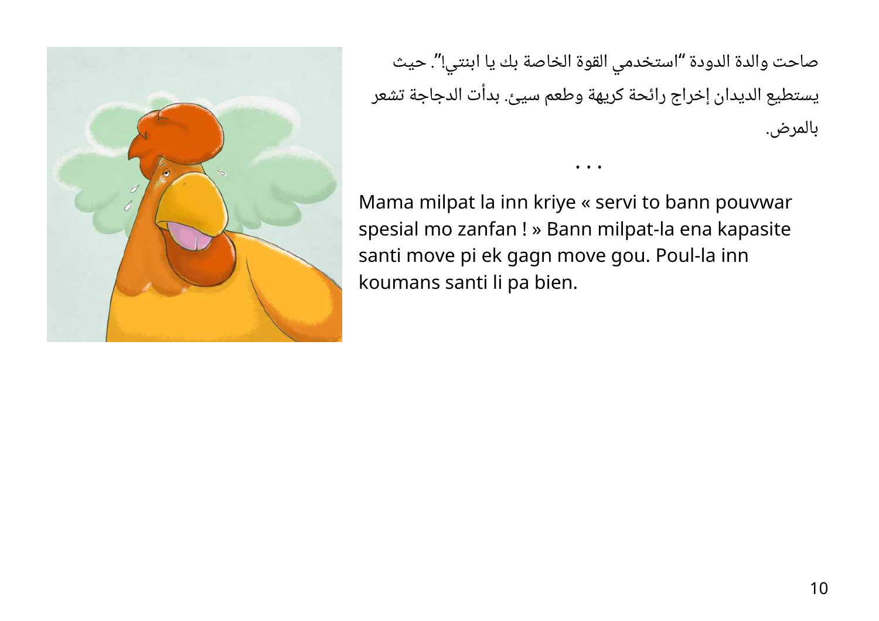صاحت والدة الدودة "استخدمي القوة الخاصة بك يا ابنتي!". حيث يستطيع الديدان إخراج رائحة كريهة وطعم سيئ. بدأت الدجاجة تشعر بالمرض.

• • •

Mama milpat la inn kriye « servi to bann pouvwar spesial mo zanfan ! » Bann milpat-la ena kapasite santi move pi ek gagn move gou. Poul-la inn koumans santi li pa bien.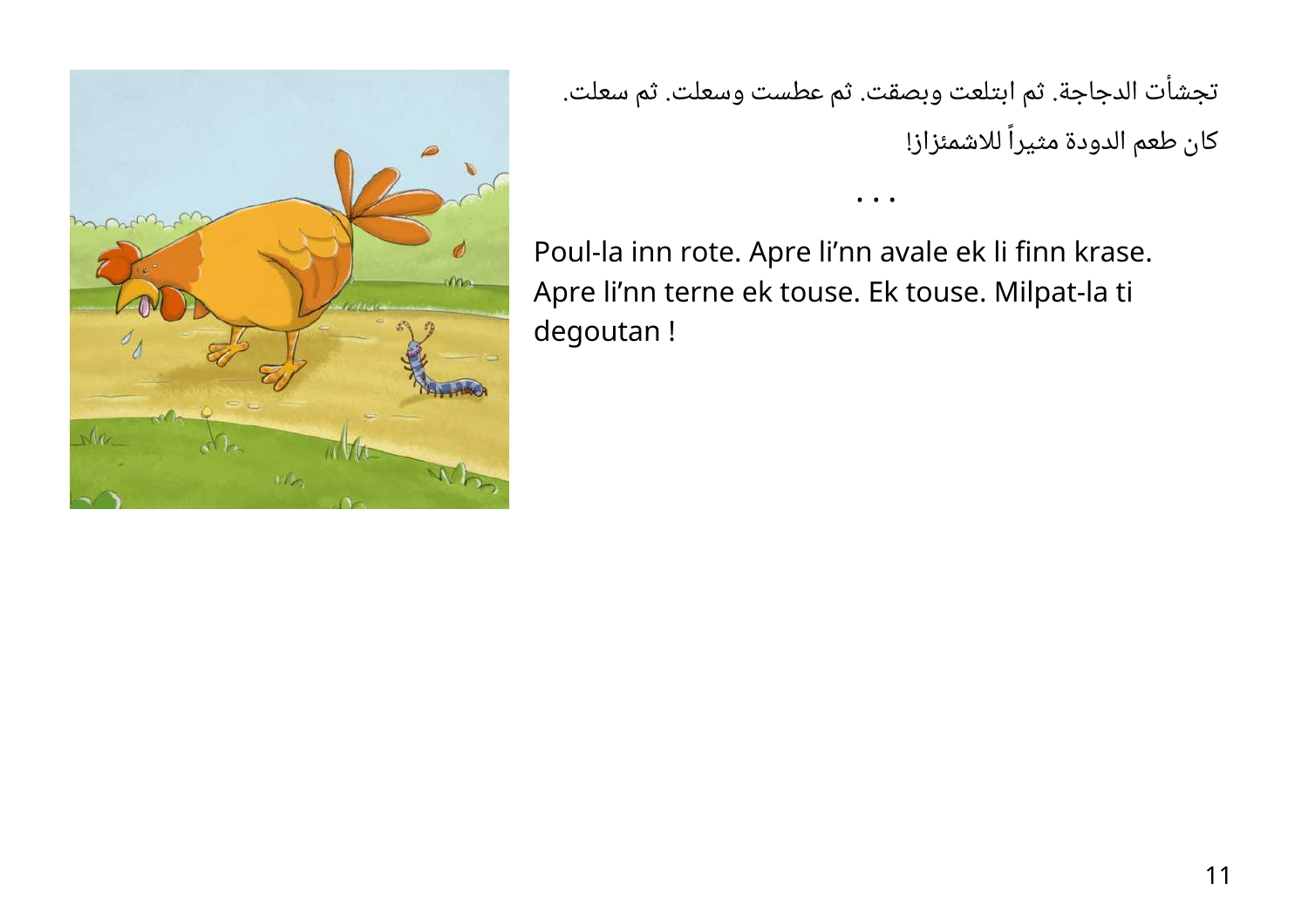تجشأت الدجاجة. ثم ابتلعت وبصقت. ثم عطست وسعلت. ثم سعلت.

كان طعم الدودة مثيراً للاشمئزاز!

• • •

Poul-la inn rote. Apre li'nn avale ek li finn krase. Apre li'nn terne ek touse. Ek touse. Milpat-la ti degoutan !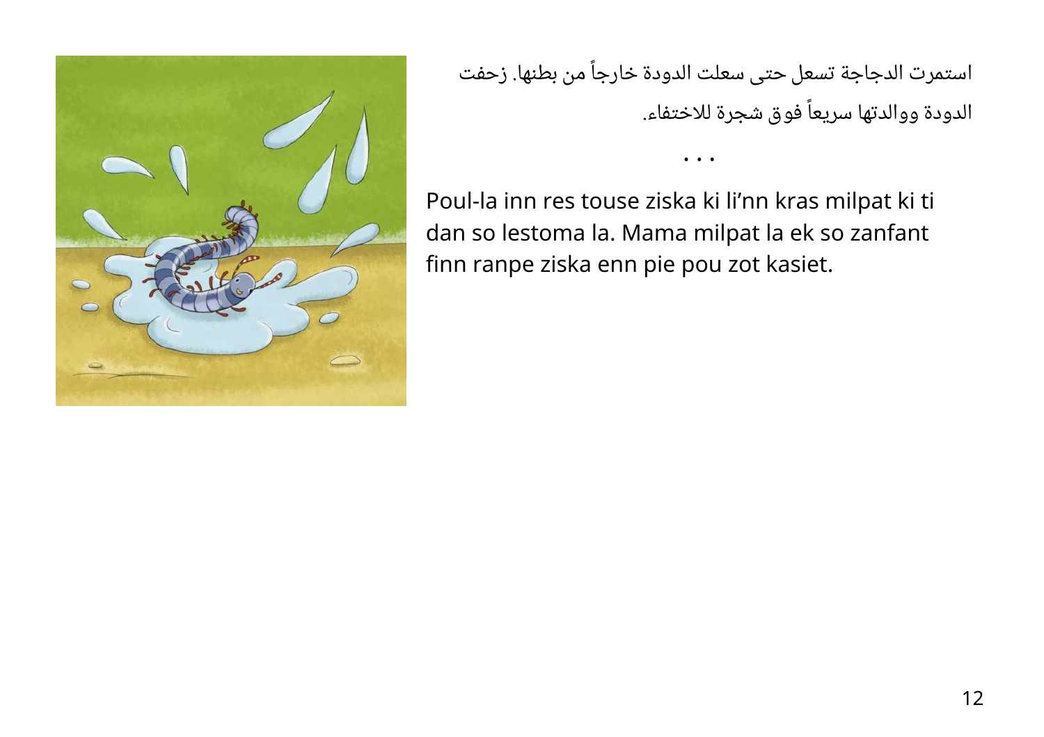استمرت الدجاجة تسعل حتى سعلت الدودة خارجاً من بطنها. زحفت الدودة ووالدتها سريعاً فوق شجرة للاختفاء.

• • •

Poul-la inn res touse ziska ki li'nn kras milpat ki ti dan so lestoma la. Mama milpat la ek so zanfant finn ranpe ziska enn pie pou zot kasiet.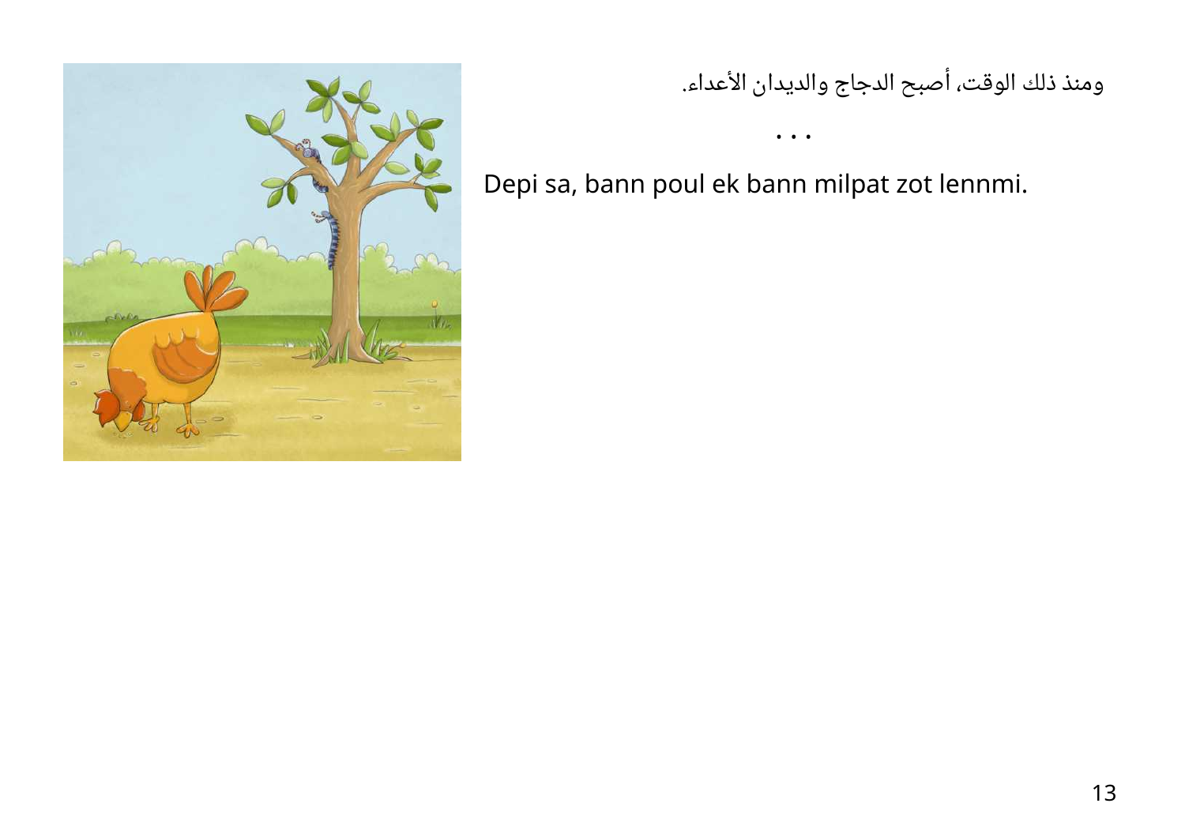ومنذ ذلك الوقت، أصبح الدجاج والديدان الأعداء.

...

Depi sa, bann poul ek bann milpat zot lennmi.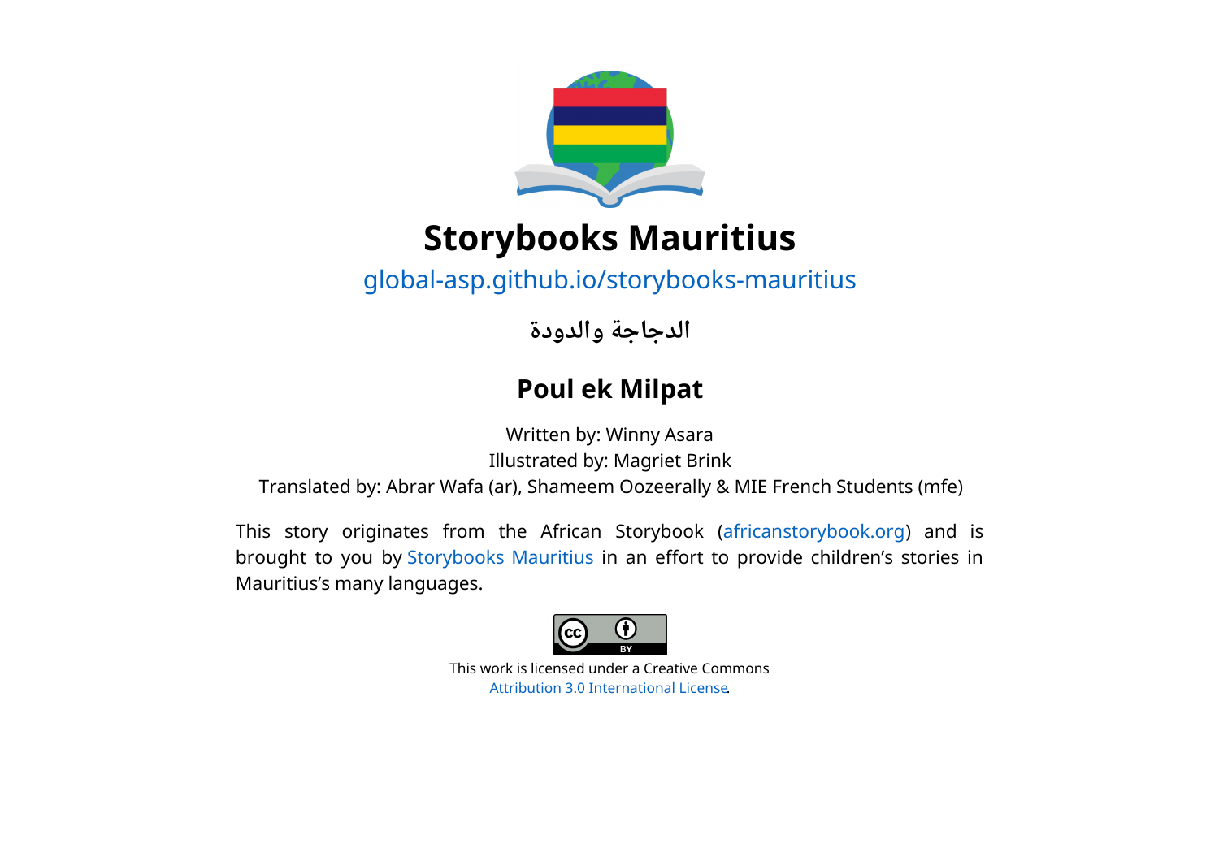# Storybooks Mauritius

global-asp.github.io/storybooks-mauritius

## الدجاجة والدودة

## Poul ek Milpat

Written by: Winny Asara
Illustrated by: Magriet Brink
Translated by: Abrar Wafa (ar), Shameem Oozeerally & MIE French Students (mfe)

This story originates from the African Storybook (africanstorybook.org) and is brought to you by Storybooks Mauritius in an effort to provide children's stories in Mauritius's many languages.

This work is licensed under a Creative Commons Attribution 3.0 International License.